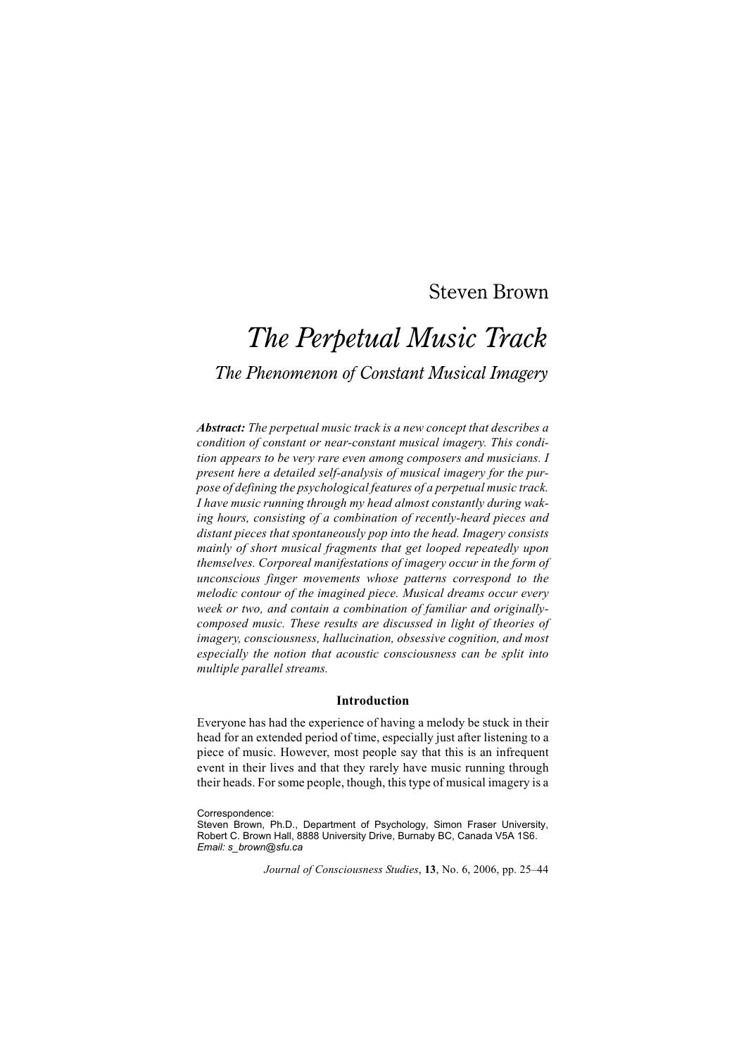Steven Brown

# *The Perpetual Music Track*

## *The Phenomenon of Constant Musical Imagery*

***Abstract:*** *The perpetual music track is a new concept that describes a condition of constant or near-constant musical imagery. This condition appears to be very rare even among composers and musicians. I present here a detailed self-analysis of musical imagery for the purpose of defining the psychological features of a perpetual music track. I have music running through my head almost constantly during waking hours, consisting of a combination of recently-heard pieces and distant pieces that spontaneously pop into the head. Imagery consists mainly of short musical fragments that get looped repeatedly upon themselves. Corporeal manifestations of imagery occur in the form of unconscious finger movements whose patterns correspond to the melodic contour of the imagined piece. Musical dreams occur every week or two, and contain a combination of familiar and originally-composed music. These results are discussed in light of theories of imagery, consciousness, hallucination, obsessive cognition, and most especially the notion that acoustic consciousness can be split into multiple parallel streams.*

### Introduction

Everyone has had the experience of having a melody be stuck in their head for an extended period of time, especially just after listening to a piece of music. However, most people say that this is an infrequent event in their lives and that they rarely have music running through their heads. For some people, though, this type of musical imagery is a

Correspondence:
Steven Brown, Ph.D., Department of Psychology, Simon Fraser University, Robert C. Brown Hall, 8888 University Drive, Burnaby BC, Canada V5A 1S6.
*Email: s_brown@sfu.ca*

*Journal of Consciousness Studies*, **13**, No. 6, 2006, pp. 25–44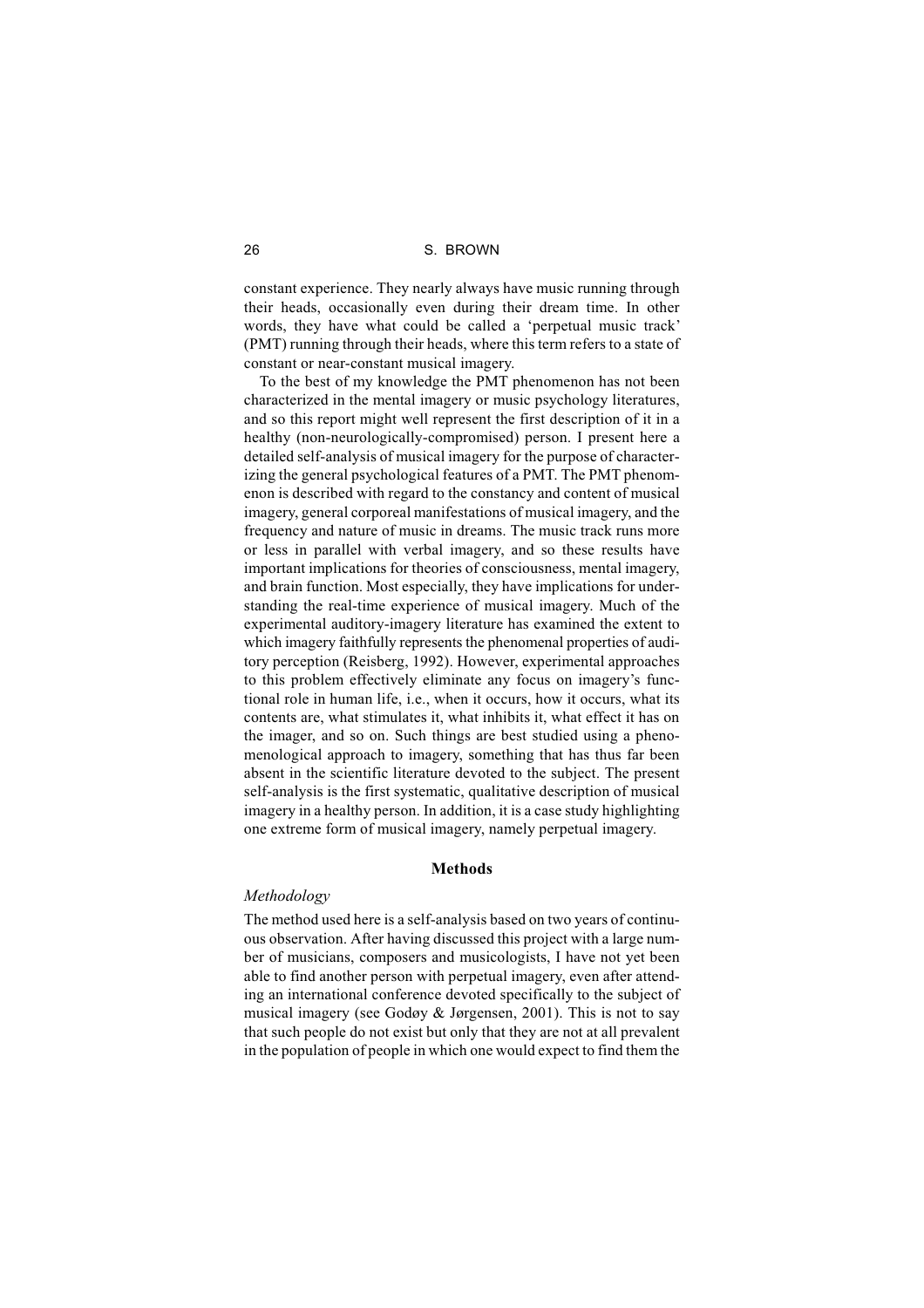constant experience. They nearly always have music running through their heads, occasionally even during their dream time. In other words, they have what could be called a 'perpetual music track' (PMT) running through their heads, where this term refers to a state of constant or near-constant musical imagery.

To the best of my knowledge the PMT phenomenon has not been characterized in the mental imagery or music psychology literatures, and so this report might well represent the first description of it in a healthy (non-neurologically-compromised) person. I present here a detailed self-analysis of musical imagery for the purpose of characterizing the general psychological features of a PMT. The PMT phenomenon is described with regard to the constancy and content of musical imagery, general corporeal manifestations of musical imagery, and the frequency and nature of music in dreams. The music track runs more or less in parallel with verbal imagery, and so these results have important implications for theories of consciousness, mental imagery, and brain function. Most especially, they have implications for understanding the real-time experience of musical imagery. Much of the experimental auditory-imagery literature has examined the extent to which imagery faithfully represents the phenomenal properties of auditory perception (Reisberg, 1992). However, experimental approaches to this problem effectively eliminate any focus on imagery's functional role in human life, i.e., when it occurs, how it occurs, what its contents are, what stimulates it, what inhibits it, what effect it has on the imager, and so on. Such things are best studied using a phenomenological approach to imagery, something that has thus far been absent in the scientific literature devoted to the subject. The present self-analysis is the first systematic, qualitative description of musical imagery in a healthy person. In addition, it is a case study highlighting one extreme form of musical imagery, namely perpetual imagery.

## Methods

### *Methodology*

The method used here is a self-analysis based on two years of continuous observation. After having discussed this project with a large number of musicians, composers and musicologists, I have not yet been able to find another person with perpetual imagery, even after attending an international conference devoted specifically to the subject of musical imagery (see Godøy & Jørgensen, 2001). This is not to say that such people do not exist but only that they are not at all prevalent in the population of people in which one would expect to find them the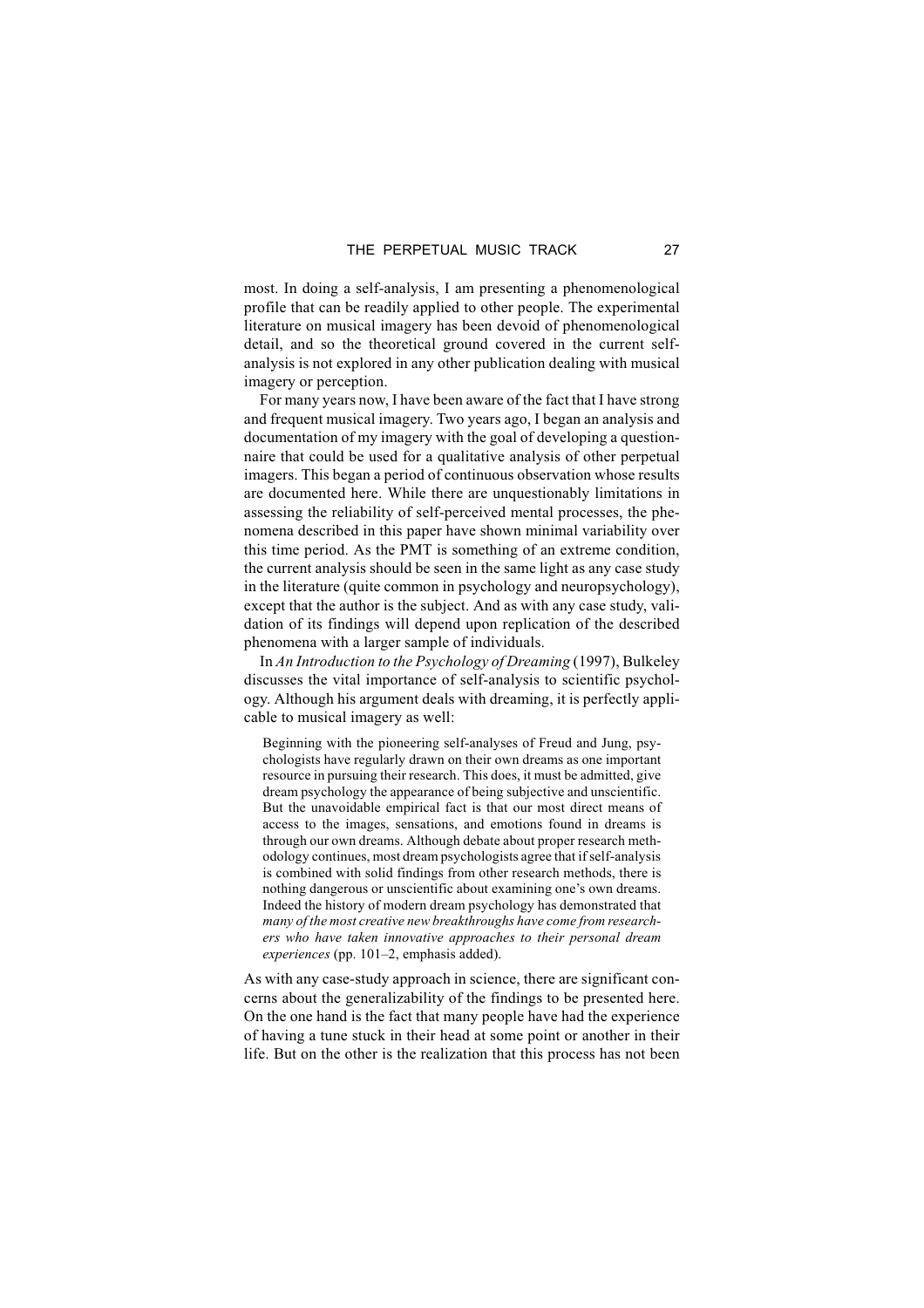most. In doing a self-analysis, I am presenting a phenomenological profile that can be readily applied to other people. The experimental literature on musical imagery has been devoid of phenomenological detail, and so the theoretical ground covered in the current self-analysis is not explored in any other publication dealing with musical imagery or perception.

For many years now, I have been aware of the fact that I have strong and frequent musical imagery. Two years ago, I began an analysis and documentation of my imagery with the goal of developing a questionnaire that could be used for a qualitative analysis of other perpetual imagers. This began a period of continuous observation whose results are documented here. While there are unquestionably limitations in assessing the reliability of self-perceived mental processes, the phenomena described in this paper have shown minimal variability over this time period. As the PMT is something of an extreme condition, the current analysis should be seen in the same light as any case study in the literature (quite common in psychology and neuropsychology), except that the author is the subject. And as with any case study, validation of its findings will depend upon replication of the described phenomena with a larger sample of individuals.

In *An Introduction to the Psychology of Dreaming* (1997), Bulkeley discusses the vital importance of self-analysis to scientific psychology. Although his argument deals with dreaming, it is perfectly applicable to musical imagery as well:

> Beginning with the pioneering self-analyses of Freud and Jung, psychologists have regularly drawn on their own dreams as one important resource in pursuing their research. This does, it must be admitted, give dream psychology the appearance of being subjective and unscientific. But the unavoidable empirical fact is that our most direct means of access to the images, sensations, and emotions found in dreams is through our own dreams. Although debate about proper research methodology continues, most dream psychologists agree that if self-analysis is combined with solid findings from other research methods, there is nothing dangerous or unscientific about examining one's own dreams. Indeed the history of modern dream psychology has demonstrated that *many of the most creative new breakthroughs have come from researchers who have taken innovative approaches to their personal dream experiences* (pp. 101–2, emphasis added).

As with any case-study approach in science, there are significant concerns about the generalizability of the findings to be presented here. On the one hand is the fact that many people have had the experience of having a tune stuck in their head at some point or another in their life. But on the other is the realization that this process has not been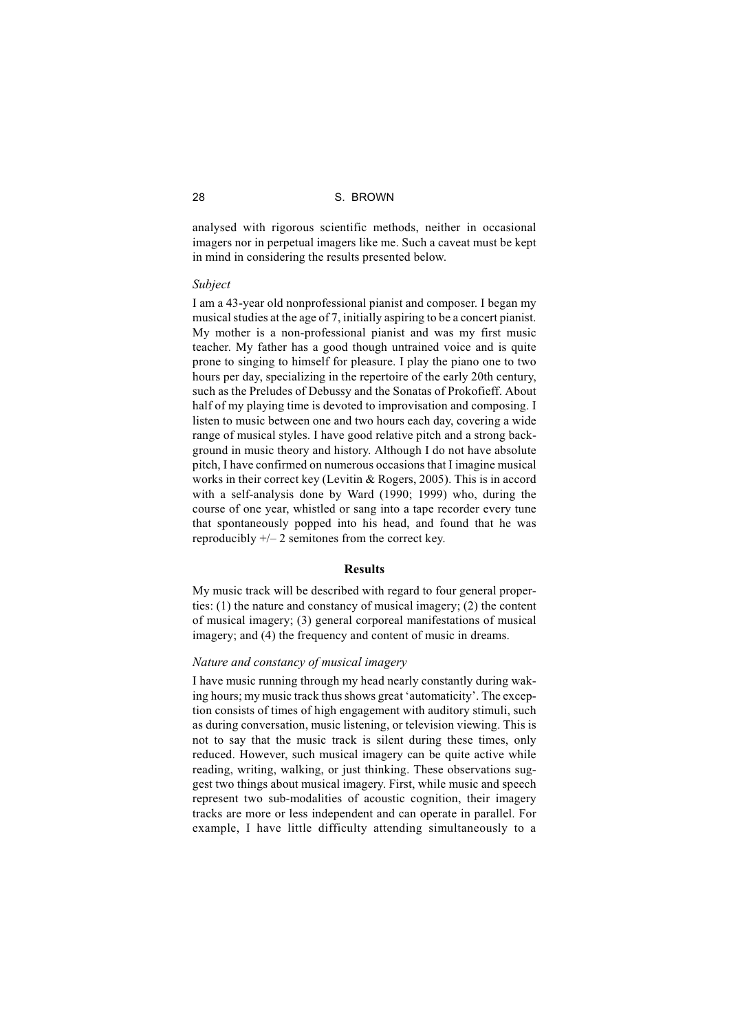analysed with rigorous scientific methods, neither in occasional imagers nor in perpetual imagers like me. Such a caveat must be kept in mind in considering the results presented below.

### *Subject*

I am a 43-year old nonprofessional pianist and composer. I began my musical studies at the age of 7, initially aspiring to be a concert pianist. My mother is a non-professional pianist and was my first music teacher. My father has a good though untrained voice and is quite prone to singing to himself for pleasure. I play the piano one to two hours per day, specializing in the repertoire of the early 20th century, such as the Preludes of Debussy and the Sonatas of Prokofieff. About half of my playing time is devoted to improvisation and composing. I listen to music between one and two hours each day, covering a wide range of musical styles. I have good relative pitch and a strong background in music theory and history. Although I do not have absolute pitch, I have confirmed on numerous occasions that I imagine musical works in their correct key (Levitin & Rogers, 2005). This is in accord with a self-analysis done by Ward (1990; 1999) who, during the course of one year, whistled or sang into a tape recorder every tune that spontaneously popped into his head, and found that he was reproducibly +/– 2 semitones from the correct key.

## Results

My music track will be described with regard to four general properties: (1) the nature and constancy of musical imagery; (2) the content of musical imagery; (3) general corporeal manifestations of musical imagery; and (4) the frequency and content of music in dreams.

### *Nature and constancy of musical imagery*

I have music running through my head nearly constantly during waking hours; my music track thus shows great 'automaticity'. The exception consists of times of high engagement with auditory stimuli, such as during conversation, music listening, or television viewing. This is not to say that the music track is silent during these times, only reduced. However, such musical imagery can be quite active while reading, writing, walking, or just thinking. These observations suggest two things about musical imagery. First, while music and speech represent two sub-modalities of acoustic cognition, their imagery tracks are more or less independent and can operate in parallel. For example, I have little difficulty attending simultaneously to a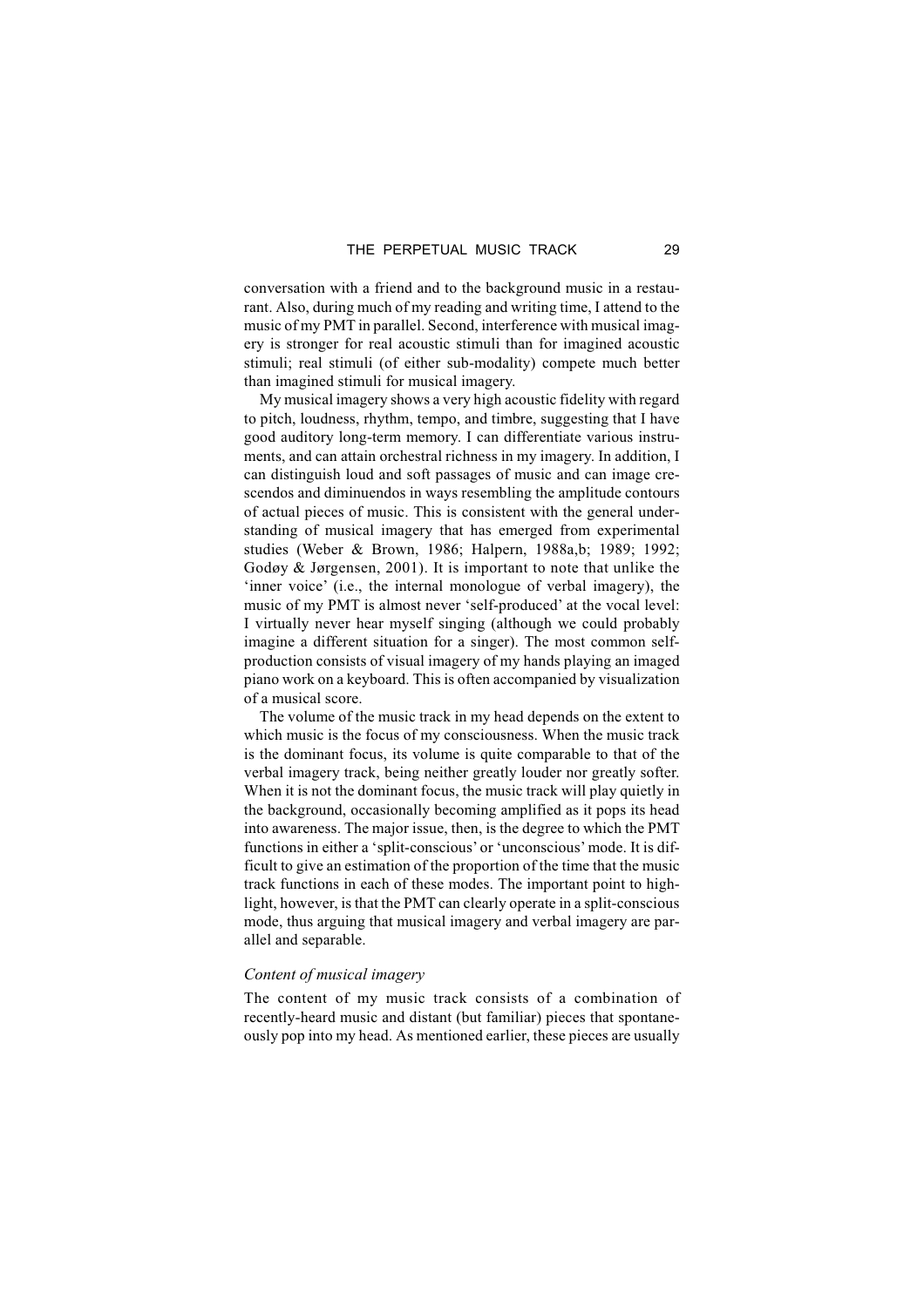conversation with a friend and to the background music in a restaurant. Also, during much of my reading and writing time, I attend to the music of my PMT in parallel. Second, interference with musical imagery is stronger for real acoustic stimuli than for imagined acoustic stimuli; real stimuli (of either sub-modality) compete much better than imagined stimuli for musical imagery.

My musical imagery shows a very high acoustic fidelity with regard to pitch, loudness, rhythm, tempo, and timbre, suggesting that I have good auditory long-term memory. I can differentiate various instruments, and can attain orchestral richness in my imagery. In addition, I can distinguish loud and soft passages of music and can image crescendos and diminuendos in ways resembling the amplitude contours of actual pieces of music. This is consistent with the general understanding of musical imagery that has emerged from experimental studies (Weber & Brown, 1986; Halpern, 1988a,b; 1989; 1992; Godøy & Jørgensen, 2001). It is important to note that unlike the 'inner voice' (i.e., the internal monologue of verbal imagery), the music of my PMT is almost never 'self-produced' at the vocal level: I virtually never hear myself singing (although we could probably imagine a different situation for a singer). The most common self-production consists of visual imagery of my hands playing an imaged piano work on a keyboard. This is often accompanied by visualization of a musical score.

The volume of the music track in my head depends on the extent to which music is the focus of my consciousness. When the music track is the dominant focus, its volume is quite comparable to that of the verbal imagery track, being neither greatly louder nor greatly softer. When it is not the dominant focus, the music track will play quietly in the background, occasionally becoming amplified as it pops its head into awareness. The major issue, then, is the degree to which the PMT functions in either a 'split-conscious' or 'unconscious' mode. It is difficult to give an estimation of the proportion of the time that the music track functions in each of these modes. The important point to highlight, however, is that the PMT can clearly operate in a split-conscious mode, thus arguing that musical imagery and verbal imagery are parallel and separable.

### *Content of musical imagery*

The content of my music track consists of a combination of recently-heard music and distant (but familiar) pieces that spontaneously pop into my head. As mentioned earlier, these pieces are usually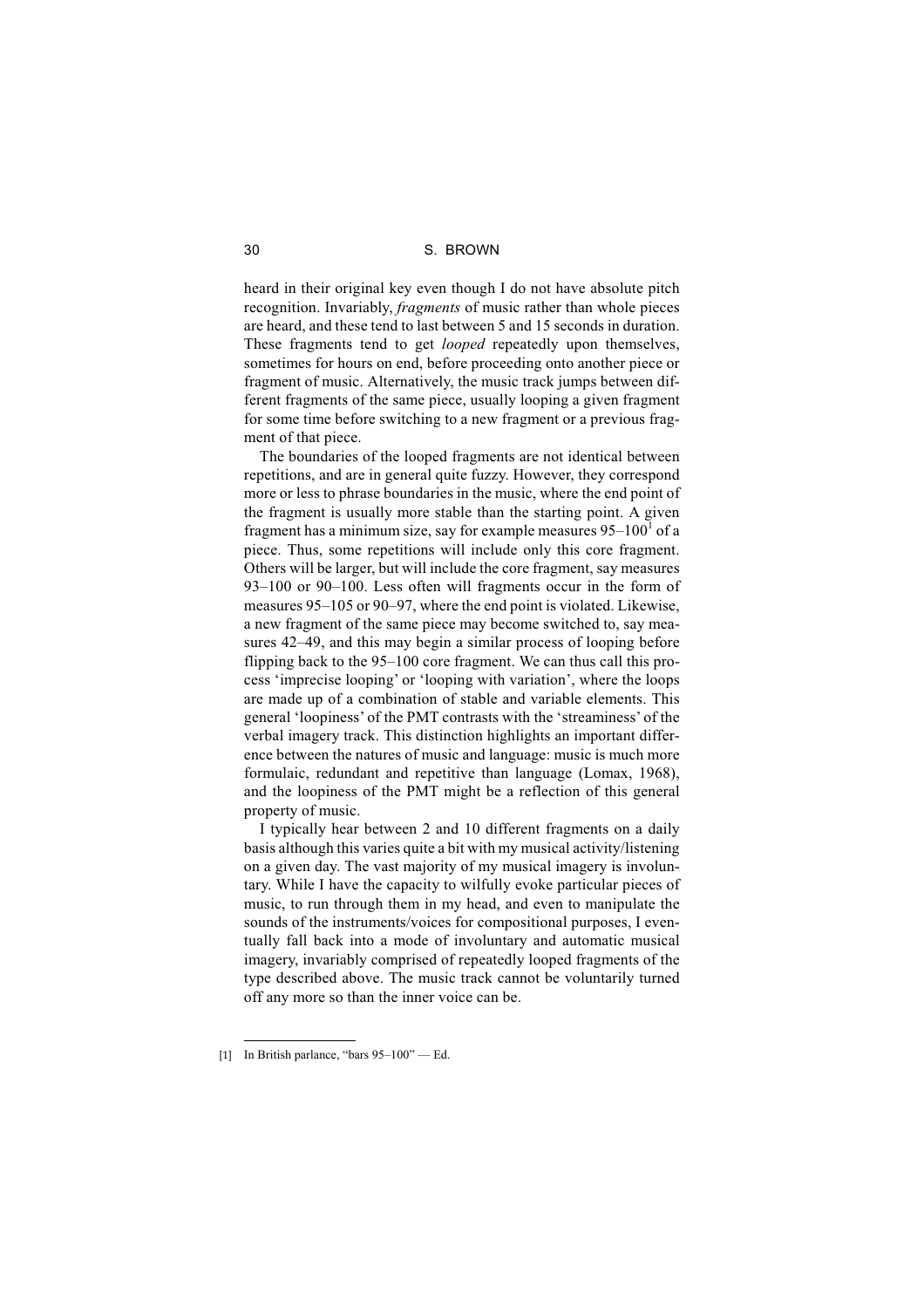heard in their original key even though I do not have absolute pitch recognition. Invariably, *fragments* of music rather than whole pieces are heard, and these tend to last between 5 and 15 seconds in duration. These fragments tend to get *looped* repeatedly upon themselves, sometimes for hours on end, before proceeding onto another piece or fragment of music. Alternatively, the music track jumps between different fragments of the same piece, usually looping a given fragment for some time before switching to a new fragment or a previous fragment of that piece.

The boundaries of the looped fragments are not identical between repetitions, and are in general quite fuzzy. However, they correspond more or less to phrase boundaries in the music, where the end point of the fragment is usually more stable than the starting point. A given fragment has a minimum size, say for example measures 95–100[1] of a piece. Thus, some repetitions will include only this core fragment. Others will be larger, but will include the core fragment, say measures 93–100 or 90–100. Less often will fragments occur in the form of measures 95–105 or 90–97, where the end point is violated. Likewise, a new fragment of the same piece may become switched to, say measures 42–49, and this may begin a similar process of looping before flipping back to the 95–100 core fragment. We can thus call this process 'imprecise looping' or 'looping with variation', where the loops are made up of a combination of stable and variable elements. This general 'loopiness' of the PMT contrasts with the 'streaminess' of the verbal imagery track. This distinction highlights an important difference between the natures of music and language: music is much more formulaic, redundant and repetitive than language (Lomax, 1968), and the loopiness of the PMT might be a reflection of this general property of music.

I typically hear between 2 and 10 different fragments on a daily basis although this varies quite a bit with my musical activity/listening on a given day. The vast majority of my musical imagery is involuntary. While I have the capacity to wilfully evoke particular pieces of music, to run through them in my head, and even to manipulate the sounds of the instruments/voices for compositional purposes, I eventually fall back into a mode of involuntary and automatic musical imagery, invariably comprised of repeatedly looped fragments of the type described above. The music track cannot be voluntarily turned off any more so than the inner voice can be.

---

[1] In British parlance, "bars 95–100" — Ed.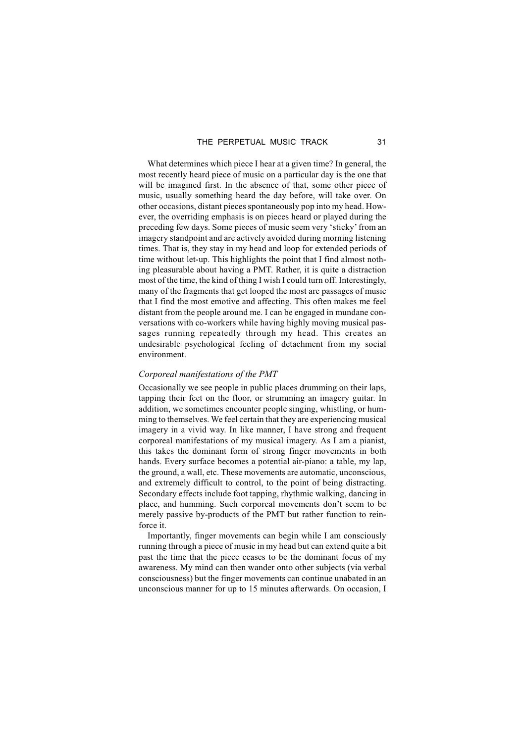What determines which piece I hear at a given time? In general, the most recently heard piece of music on a particular day is the one that will be imagined first. In the absence of that, some other piece of music, usually something heard the day before, will take over. On other occasions, distant pieces spontaneously pop into my head. However, the overriding emphasis is on pieces heard or played during the preceding few days. Some pieces of music seem very 'sticky' from an imagery standpoint and are actively avoided during morning listening times. That is, they stay in my head and loop for extended periods of time without let-up. This highlights the point that I find almost nothing pleasurable about having a PMT. Rather, it is quite a distraction most of the time, the kind of thing I wish I could turn off. Interestingly, many of the fragments that get looped the most are passages of music that I find the most emotive and affecting. This often makes me feel distant from the people around me. I can be engaged in mundane conversations with co-workers while having highly moving musical passages running repeatedly through my head. This creates an undesirable psychological feeling of detachment from my social environment.

### *Corporeal manifestations of the PMT*

Occasionally we see people in public places drumming on their laps, tapping their feet on the floor, or strumming an imagery guitar. In addition, we sometimes encounter people singing, whistling, or humming to themselves. We feel certain that they are experiencing musical imagery in a vivid way. In like manner, I have strong and frequent corporeal manifestations of my musical imagery. As I am a pianist, this takes the dominant form of strong finger movements in both hands. Every surface becomes a potential air-piano: a table, my lap, the ground, a wall, etc. These movements are automatic, unconscious, and extremely difficult to control, to the point of being distracting. Secondary effects include foot tapping, rhythmic walking, dancing in place, and humming. Such corporeal movements don't seem to be merely passive by-products of the PMT but rather function to reinforce it.

Importantly, finger movements can begin while I am consciously running through a piece of music in my head but can extend quite a bit past the time that the piece ceases to be the dominant focus of my awareness. My mind can then wander onto other subjects (via verbal consciousness) but the finger movements can continue unabated in an unconscious manner for up to 15 minutes afterwards. On occasion, I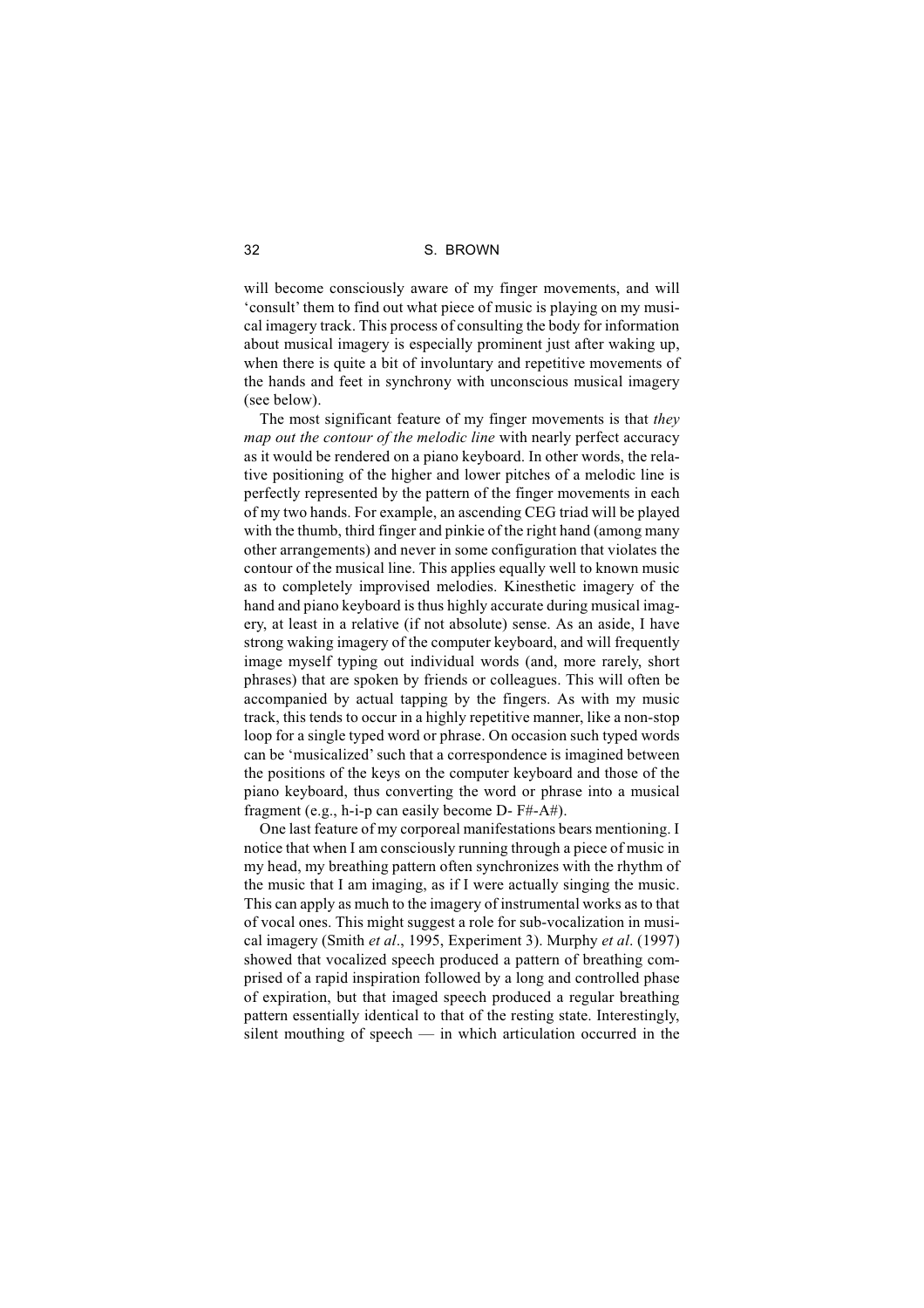will become consciously aware of my finger movements, and will 'consult' them to find out what piece of music is playing on my musical imagery track. This process of consulting the body for information about musical imagery is especially prominent just after waking up, when there is quite a bit of involuntary and repetitive movements of the hands and feet in synchrony with unconscious musical imagery (see below).

The most significant feature of my finger movements is that *they map out the contour of the melodic line* with nearly perfect accuracy as it would be rendered on a piano keyboard. In other words, the relative positioning of the higher and lower pitches of a melodic line is perfectly represented by the pattern of the finger movements in each of my two hands. For example, an ascending CEG triad will be played with the thumb, third finger and pinkie of the right hand (among many other arrangements) and never in some configuration that violates the contour of the musical line. This applies equally well to known music as to completely improvised melodies. Kinesthetic imagery of the hand and piano keyboard is thus highly accurate during musical imagery, at least in a relative (if not absolute) sense. As an aside, I have strong waking imagery of the computer keyboard, and will frequently image myself typing out individual words (and, more rarely, short phrases) that are spoken by friends or colleagues. This will often be accompanied by actual tapping by the fingers. As with my music track, this tends to occur in a highly repetitive manner, like a non-stop loop for a single typed word or phrase. On occasion such typed words can be 'musicalized' such that a correspondence is imagined between the positions of the keys on the computer keyboard and those of the piano keyboard, thus converting the word or phrase into a musical fragment (e.g., h-i-p can easily become D- F#-A#).

One last feature of my corporeal manifestations bears mentioning. I notice that when I am consciously running through a piece of music in my head, my breathing pattern often synchronizes with the rhythm of the music that I am imaging, as if I were actually singing the music. This can apply as much to the imagery of instrumental works as to that of vocal ones. This might suggest a role for sub-vocalization in musical imagery (Smith *et al*., 1995, Experiment 3). Murphy *et al*. (1997) showed that vocalized speech produced a pattern of breathing comprised of a rapid inspiration followed by a long and controlled phase of expiration, but that imaged speech produced a regular breathing pattern essentially identical to that of the resting state. Interestingly, silent mouthing of speech — in which articulation occurred in the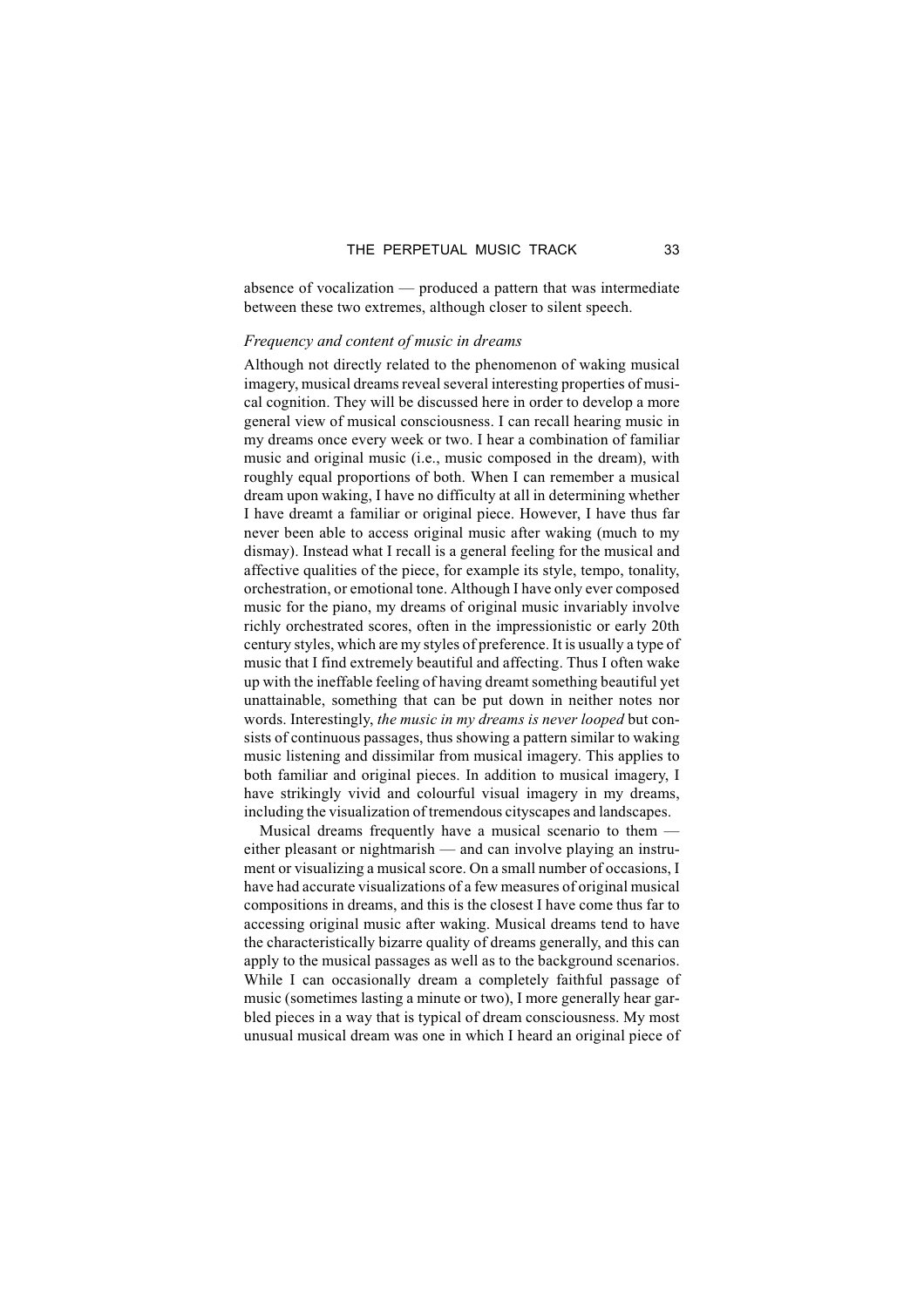absence of vocalization — produced a pattern that was intermediate between these two extremes, although closer to silent speech.

### *Frequency and content of music in dreams*

Although not directly related to the phenomenon of waking musical imagery, musical dreams reveal several interesting properties of musical cognition. They will be discussed here in order to develop a more general view of musical consciousness. I can recall hearing music in my dreams once every week or two. I hear a combination of familiar music and original music (i.e., music composed in the dream), with roughly equal proportions of both. When I can remember a musical dream upon waking, I have no difficulty at all in determining whether I have dreamt a familiar or original piece. However, I have thus far never been able to access original music after waking (much to my dismay). Instead what I recall is a general feeling for the musical and affective qualities of the piece, for example its style, tempo, tonality, orchestration, or emotional tone. Although I have only ever composed music for the piano, my dreams of original music invariably involve richly orchestrated scores, often in the impressionistic or early 20th century styles, which are my styles of preference. It is usually a type of music that I find extremely beautiful and affecting. Thus I often wake up with the ineffable feeling of having dreamt something beautiful yet unattainable, something that can be put down in neither notes nor words. Interestingly, *the music in my dreams is never looped* but consists of continuous passages, thus showing a pattern similar to waking music listening and dissimilar from musical imagery. This applies to both familiar and original pieces. In addition to musical imagery, I have strikingly vivid and colourful visual imagery in my dreams, including the visualization of tremendous cityscapes and landscapes.

Musical dreams frequently have a musical scenario to them — either pleasant or nightmarish — and can involve playing an instrument or visualizing a musical score. On a small number of occasions, I have had accurate visualizations of a few measures of original musical compositions in dreams, and this is the closest I have come thus far to accessing original music after waking. Musical dreams tend to have the characteristically bizarre quality of dreams generally, and this can apply to the musical passages as well as to the background scenarios. While I can occasionally dream a completely faithful passage of music (sometimes lasting a minute or two), I more generally hear garbled pieces in a way that is typical of dream consciousness. My most unusual musical dream was one in which I heard an original piece of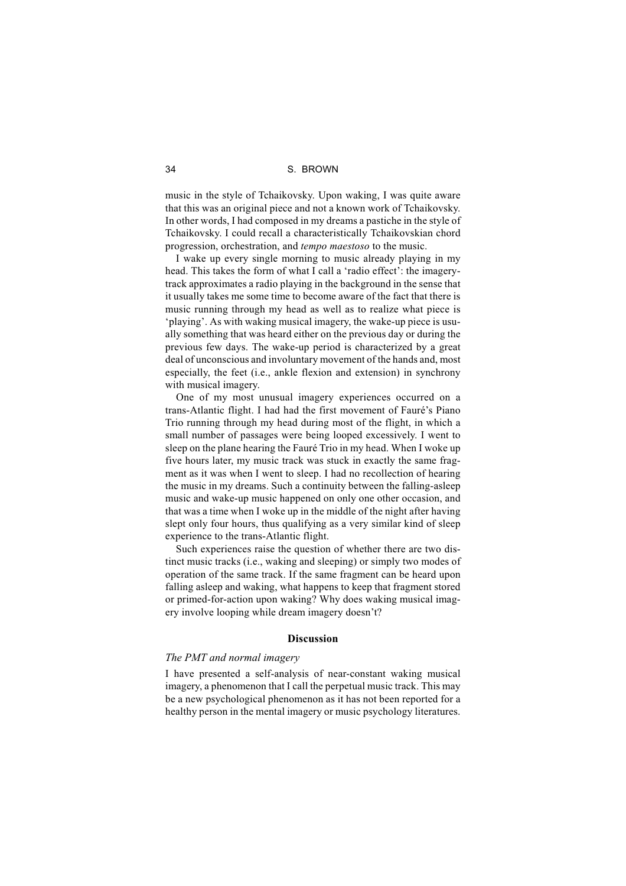music in the style of Tchaikovsky. Upon waking, I was quite aware that this was an original piece and not a known work of Tchaikovsky. In other words, I had composed in my dreams a pastiche in the style of Tchaikovsky. I could recall a characteristically Tchaikovskian chord progression, orchestration, and *tempo maestoso* to the music.

I wake up every single morning to music already playing in my head. This takes the form of what I call a 'radio effect': the imagery-track approximates a radio playing in the background in the sense that it usually takes me some time to become aware of the fact that there is music running through my head as well as to realize what piece is 'playing'. As with waking musical imagery, the wake-up piece is usually something that was heard either on the previous day or during the previous few days. The wake-up period is characterized by a great deal of unconscious and involuntary movement of the hands and, most especially, the feet (i.e., ankle flexion and extension) in synchrony with musical imagery.

One of my most unusual imagery experiences occurred on a trans-Atlantic flight. I had had the first movement of Fauré's Piano Trio running through my head during most of the flight, in which a small number of passages were being looped excessively. I went to sleep on the plane hearing the Fauré Trio in my head. When I woke up five hours later, my music track was stuck in exactly the same fragment as it was when I went to sleep. I had no recollection of hearing the music in my dreams. Such a continuity between the falling-asleep music and wake-up music happened on only one other occasion, and that was a time when I woke up in the middle of the night after having slept only four hours, thus qualifying as a very similar kind of sleep experience to the trans-Atlantic flight.

Such experiences raise the question of whether there are two distinct music tracks (i.e., waking and sleeping) or simply two modes of operation of the same track. If the same fragment can be heard upon falling asleep and waking, what happens to keep that fragment stored or primed-for-action upon waking? Why does waking musical imagery involve looping while dream imagery doesn't?

## Discussion

### *The PMT and normal imagery*

I have presented a self-analysis of near-constant waking musical imagery, a phenomenon that I call the perpetual music track. This may be a new psychological phenomenon as it has not been reported for a healthy person in the mental imagery or music psychology literatures.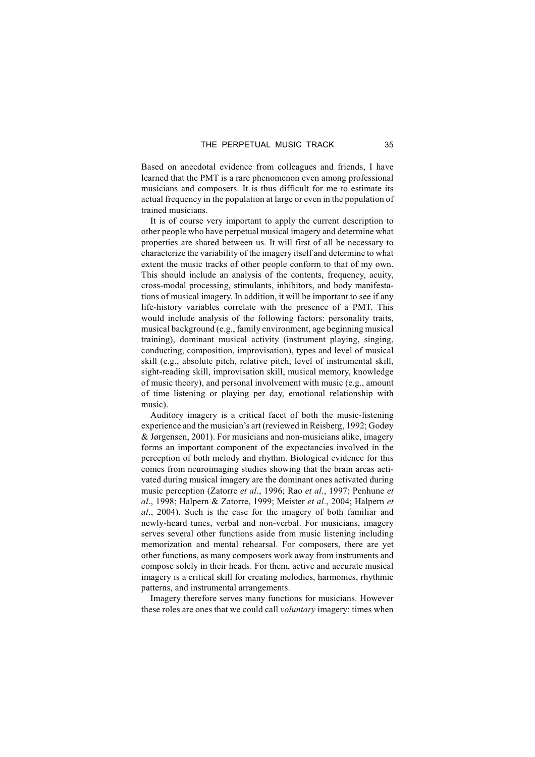Based on anecdotal evidence from colleagues and friends, I have learned that the PMT is a rare phenomenon even among professional musicians and composers. It is thus difficult for me to estimate its actual frequency in the population at large or even in the population of trained musicians.

It is of course very important to apply the current description to other people who have perpetual musical imagery and determine what properties are shared between us. It will first of all be necessary to characterize the variability of the imagery itself and determine to what extent the music tracks of other people conform to that of my own. This should include an analysis of the contents, frequency, acuity, cross-modal processing, stimulants, inhibitors, and body manifestations of musical imagery. In addition, it will be important to see if any life-history variables correlate with the presence of a PMT. This would include analysis of the following factors: personality traits, musical background (e.g., family environment, age beginning musical training), dominant musical activity (instrument playing, singing, conducting, composition, improvisation), types and level of musical skill (e.g., absolute pitch, relative pitch, level of instrumental skill, sight-reading skill, improvisation skill, musical memory, knowledge of music theory), and personal involvement with music (e.g., amount of time listening or playing per day, emotional relationship with music).

Auditory imagery is a critical facet of both the music-listening experience and the musician's art (reviewed in Reisberg, 1992; Godøy & Jørgensen, 2001). For musicians and non-musicians alike, imagery forms an important component of the expectancies involved in the perception of both melody and rhythm. Biological evidence for this comes from neuroimaging studies showing that the brain areas activated during musical imagery are the dominant ones activated during music perception (Zatorre *et al*., 1996; Rao *et al*., 1997; Penhune *et al*., 1998; Halpern & Zatorre, 1999; Meister *et al*., 2004; Halpern *et al*., 2004). Such is the case for the imagery of both familiar and newly-heard tunes, verbal and non-verbal. For musicians, imagery serves several other functions aside from music listening including memorization and mental rehearsal. For composers, there are yet other functions, as many composers work away from instruments and compose solely in their heads. For them, active and accurate musical imagery is a critical skill for creating melodies, harmonies, rhythmic patterns, and instrumental arrangements.

Imagery therefore serves many functions for musicians. However these roles are ones that we could call *voluntary* imagery: times when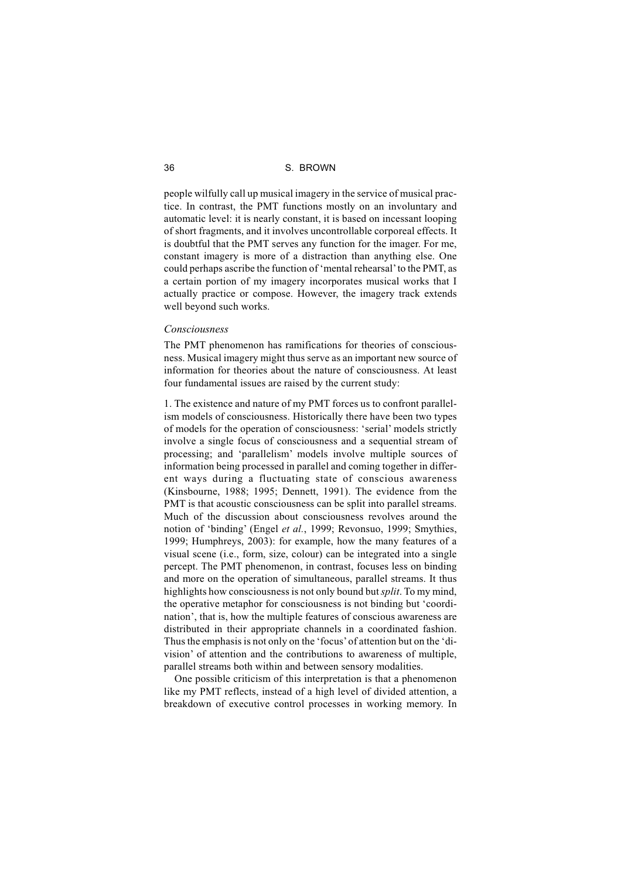people wilfully call up musical imagery in the service of musical practice. In contrast, the PMT functions mostly on an involuntary and automatic level: it is nearly constant, it is based on incessant looping of short fragments, and it involves uncontrollable corporeal effects. It is doubtful that the PMT serves any function for the imager. For me, constant imagery is more of a distraction than anything else. One could perhaps ascribe the function of 'mental rehearsal' to the PMT, as a certain portion of my imagery incorporates musical works that I actually practice or compose. However, the imagery track extends well beyond such works.

### *Consciousness*

The PMT phenomenon has ramifications for theories of consciousness. Musical imagery might thus serve as an important new source of information for theories about the nature of consciousness. At least four fundamental issues are raised by the current study:

1. The existence and nature of my PMT forces us to confront parallelism models of consciousness. Historically there have been two types of models for the operation of consciousness: 'serial' models strictly involve a single focus of consciousness and a sequential stream of processing; and 'parallelism' models involve multiple sources of information being processed in parallel and coming together in different ways during a fluctuating state of conscious awareness (Kinsbourne, 1988; 1995; Dennett, 1991). The evidence from the PMT is that acoustic consciousness can be split into parallel streams. Much of the discussion about consciousness revolves around the notion of 'binding' (Engel *et al.*, 1999; Revonsuo, 1999; Smythies, 1999; Humphreys, 2003): for example, how the many features of a visual scene (i.e., form, size, colour) can be integrated into a single percept. The PMT phenomenon, in contrast, focuses less on binding and more on the operation of simultaneous, parallel streams. It thus highlights how consciousness is not only bound but *split*. To my mind, the operative metaphor for consciousness is not binding but 'coordination', that is, how the multiple features of conscious awareness are distributed in their appropriate channels in a coordinated fashion. Thus the emphasis is not only on the 'focus' of attention but on the 'division' of attention and the contributions to awareness of multiple, parallel streams both within and between sensory modalities.

One possible criticism of this interpretation is that a phenomenon like my PMT reflects, instead of a high level of divided attention, a breakdown of executive control processes in working memory. In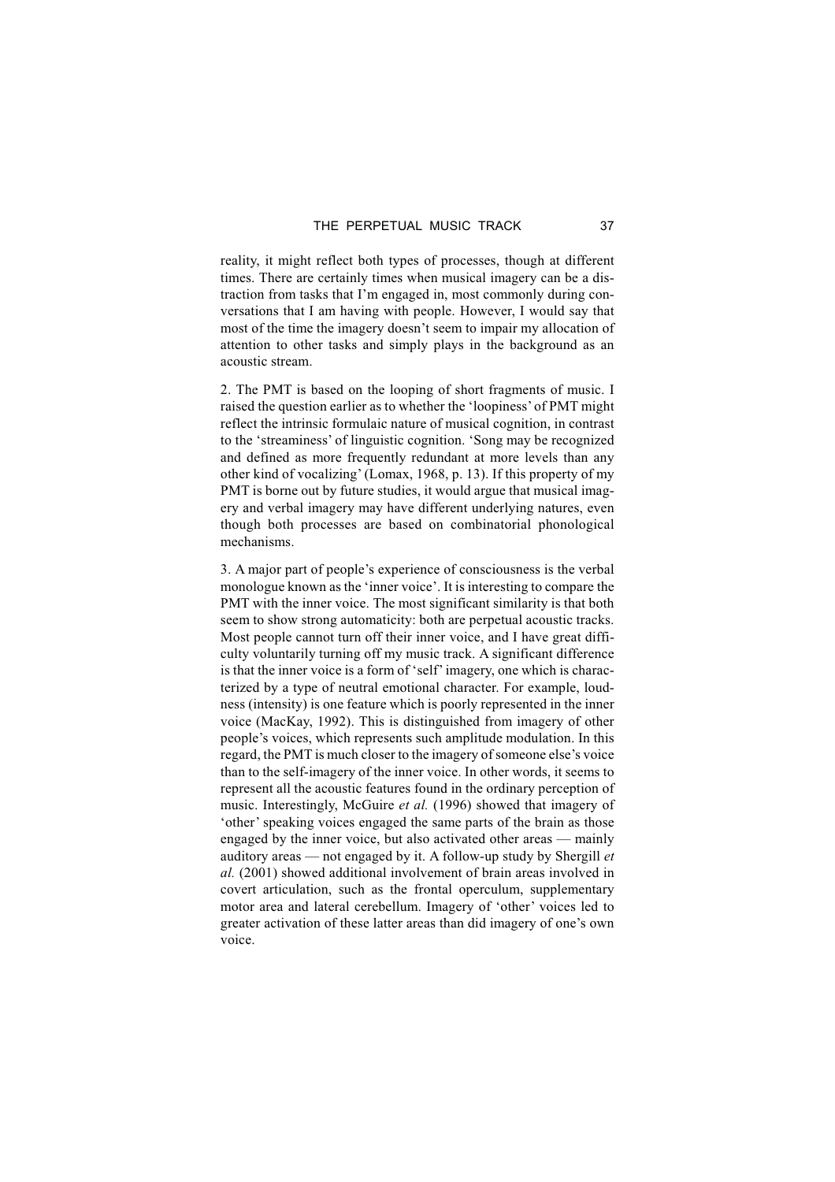reality, it might reflect both types of processes, though at different times. There are certainly times when musical imagery can be a distraction from tasks that I'm engaged in, most commonly during conversations that I am having with people. However, I would say that most of the time the imagery doesn't seem to impair my allocation of attention to other tasks and simply plays in the background as an acoustic stream.

2. The PMT is based on the looping of short fragments of music. I raised the question earlier as to whether the 'loopiness' of PMT might reflect the intrinsic formulaic nature of musical cognition, in contrast to the 'streaminess' of linguistic cognition. 'Song may be recognized and defined as more frequently redundant at more levels than any other kind of vocalizing' (Lomax, 1968, p. 13). If this property of my PMT is borne out by future studies, it would argue that musical imagery and verbal imagery may have different underlying natures, even though both processes are based on combinatorial phonological mechanisms.

3. A major part of people's experience of consciousness is the verbal monologue known as the 'inner voice'. It is interesting to compare the PMT with the inner voice. The most significant similarity is that both seem to show strong automaticity: both are perpetual acoustic tracks. Most people cannot turn off their inner voice, and I have great difficulty voluntarily turning off my music track. A significant difference is that the inner voice is a form of 'self' imagery, one which is characterized by a type of neutral emotional character. For example, loudness (intensity) is one feature which is poorly represented in the inner voice (MacKay, 1992). This is distinguished from imagery of other people's voices, which represents such amplitude modulation. In this regard, the PMT is much closer to the imagery of someone else's voice than to the self-imagery of the inner voice. In other words, it seems to represent all the acoustic features found in the ordinary perception of music. Interestingly, McGuire *et al.* (1996) showed that imagery of 'other' speaking voices engaged the same parts of the brain as those engaged by the inner voice, but also activated other areas — mainly auditory areas — not engaged by it. A follow-up study by Shergill *et al.* (2001) showed additional involvement of brain areas involved in covert articulation, such as the frontal operculum, supplementary motor area and lateral cerebellum. Imagery of 'other' voices led to greater activation of these latter areas than did imagery of one's own voice.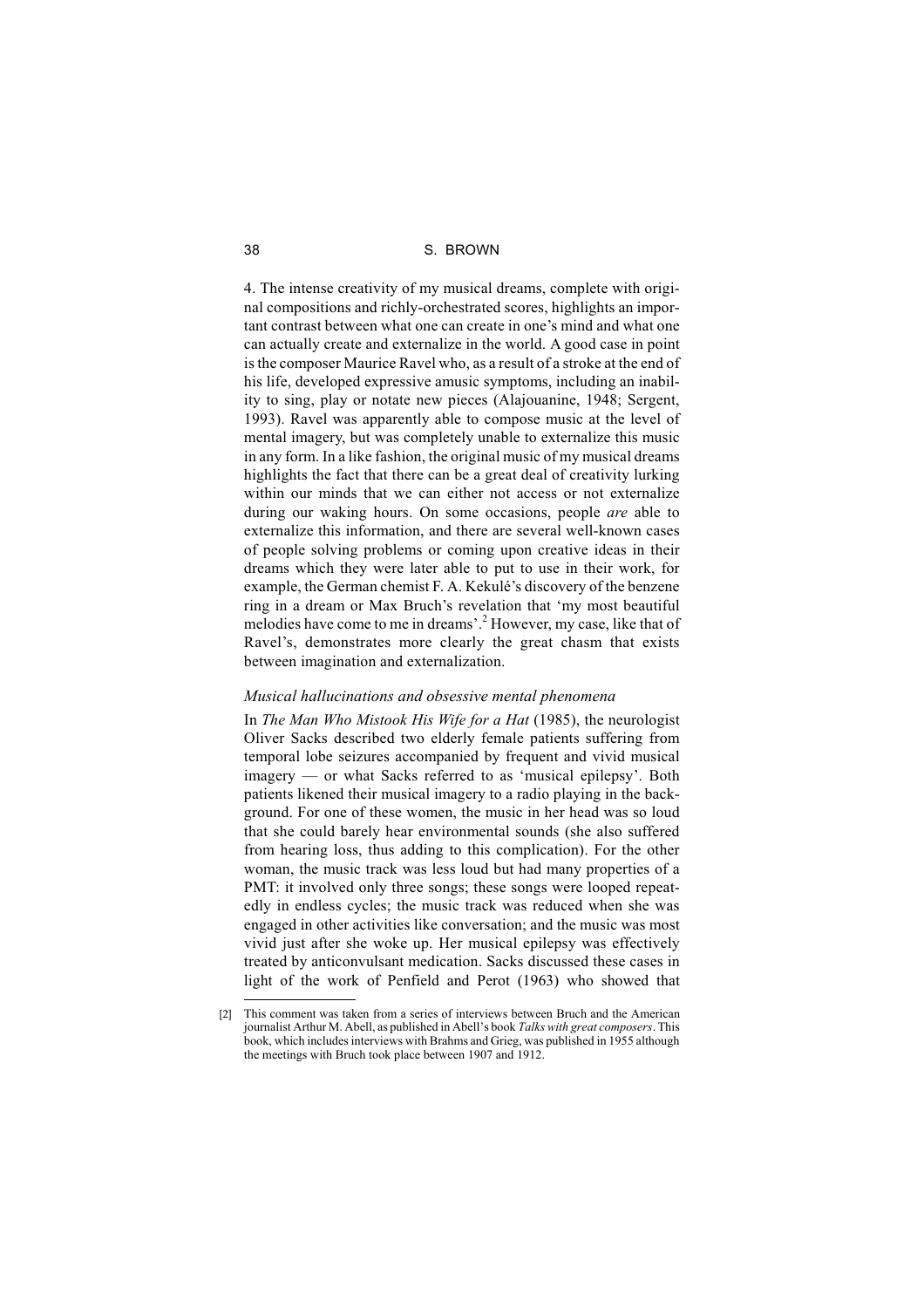4. The intense creativity of my musical dreams, complete with original compositions and richly-orchestrated scores, highlights an important contrast between what one can create in one's mind and what one can actually create and externalize in the world. A good case in point is the composer Maurice Ravel who, as a result of a stroke at the end of his life, developed expressive amusic symptoms, including an inability to sing, play or notate new pieces (Alajouanine, 1948; Sergent, 1993). Ravel was apparently able to compose music at the level of mental imagery, but was completely unable to externalize this music in any form. In a like fashion, the original music of my musical dreams highlights the fact that there can be a great deal of creativity lurking within our minds that we can either not access or not externalize during our waking hours. On some occasions, people *are* able to externalize this information, and there are several well-known cases of people solving problems or coming upon creative ideas in their dreams which they were later able to put to use in their work, for example, the German chemist F. A. Kekulé's discovery of the benzene ring in a dream or Max Bruch's revelation that 'my most beautiful melodies have come to me in dreams'.[2] However, my case, like that of Ravel's, demonstrates more clearly the great chasm that exists between imagination and externalization.

### *Musical hallucinations and obsessive mental phenomena*

In *The Man Who Mistook His Wife for a Hat* (1985), the neurologist Oliver Sacks described two elderly female patients suffering from temporal lobe seizures accompanied by frequent and vivid musical imagery — or what Sacks referred to as 'musical epilepsy'. Both patients likened their musical imagery to a radio playing in the background. For one of these women, the music in her head was so loud that she could barely hear environmental sounds (she also suffered from hearing loss, thus adding to this complication). For the other woman, the music track was less loud but had many properties of a PMT: it involved only three songs; these songs were looped repeatedly in endless cycles; the music track was reduced when she was engaged in other activities like conversation; and the music was most vivid just after she woke up. Her musical epilepsy was effectively treated by anticonvulsant medication. Sacks discussed these cases in light of the work of Penfield and Perot (1963) who showed that

[2] This comment was taken from a series of interviews between Bruch and the American journalist Arthur M. Abell, as published in Abell's book *Talks with great composers*. This book, which includes interviews with Brahms and Grieg, was published in 1955 although the meetings with Bruch took place between 1907 and 1912.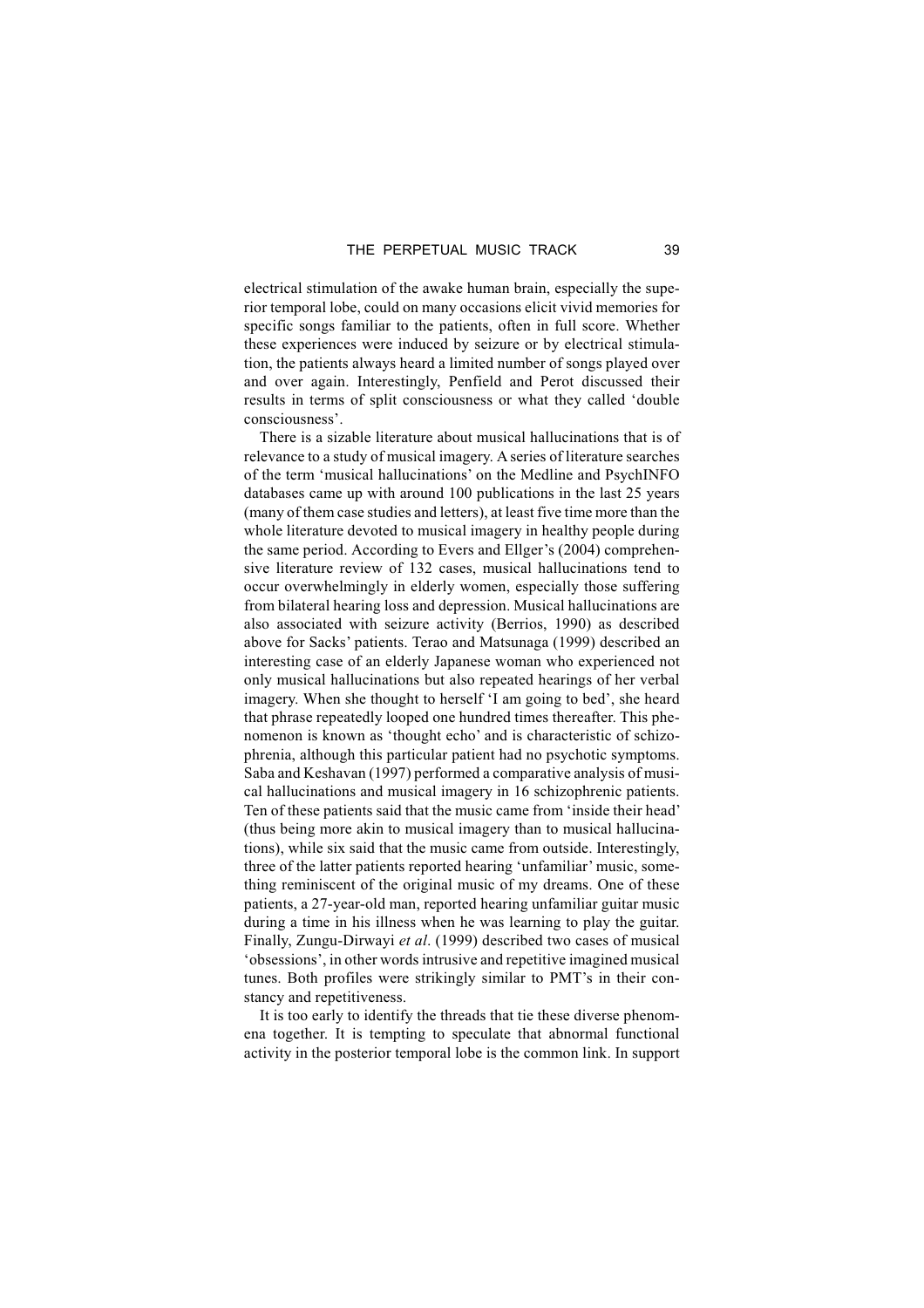electrical stimulation of the awake human brain, especially the superior temporal lobe, could on many occasions elicit vivid memories for specific songs familiar to the patients, often in full score. Whether these experiences were induced by seizure or by electrical stimulation, the patients always heard a limited number of songs played over and over again. Interestingly, Penfield and Perot discussed their results in terms of split consciousness or what they called 'double consciousness'.

There is a sizable literature about musical hallucinations that is of relevance to a study of musical imagery. A series of literature searches of the term 'musical hallucinations' on the Medline and PsychINFO databases came up with around 100 publications in the last 25 years (many of them case studies and letters), at least five time more than the whole literature devoted to musical imagery in healthy people during the same period. According to Evers and Ellger's (2004) comprehensive literature review of 132 cases, musical hallucinations tend to occur overwhelmingly in elderly women, especially those suffering from bilateral hearing loss and depression. Musical hallucinations are also associated with seizure activity (Berrios, 1990) as described above for Sacks' patients. Terao and Matsunaga (1999) described an interesting case of an elderly Japanese woman who experienced not only musical hallucinations but also repeated hearings of her verbal imagery. When she thought to herself 'I am going to bed', she heard that phrase repeatedly looped one hundred times thereafter. This phenomenon is known as 'thought echo' and is characteristic of schizophrenia, although this particular patient had no psychotic symptoms. Saba and Keshavan (1997) performed a comparative analysis of musical hallucinations and musical imagery in 16 schizophrenic patients. Ten of these patients said that the music came from 'inside their head' (thus being more akin to musical imagery than to musical hallucinations), while six said that the music came from outside. Interestingly, three of the latter patients reported hearing 'unfamiliar' music, something reminiscent of the original music of my dreams. One of these patients, a 27-year-old man, reported hearing unfamiliar guitar music during a time in his illness when he was learning to play the guitar. Finally, Zungu-Dirwayi *et al*. (1999) described two cases of musical 'obsessions', in other words intrusive and repetitive imagined musical tunes. Both profiles were strikingly similar to PMT's in their constancy and repetitiveness.

It is too early to identify the threads that tie these diverse phenomena together. It is tempting to speculate that abnormal functional activity in the posterior temporal lobe is the common link. In support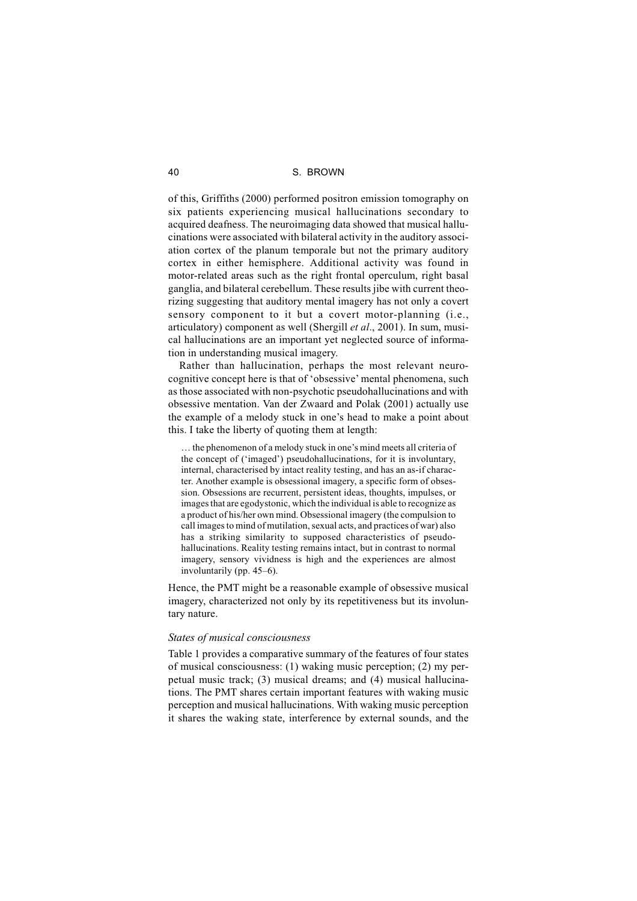of this, Griffiths (2000) performed positron emission tomography on six patients experiencing musical hallucinations secondary to acquired deafness. The neuroimaging data showed that musical hallucinations were associated with bilateral activity in the auditory association cortex of the planum temporale but not the primary auditory cortex in either hemisphere. Additional activity was found in motor-related areas such as the right frontal operculum, right basal ganglia, and bilateral cerebellum. These results jibe with current theorizing suggesting that auditory mental imagery has not only a covert sensory component to it but a covert motor-planning (i.e., articulatory) component as well (Shergill *et al*., 2001). In sum, musical hallucinations are an important yet neglected source of information in understanding musical imagery.

Rather than hallucination, perhaps the most relevant neurocognitive concept here is that of 'obsessive' mental phenomena, such as those associated with non-psychotic pseudohallucinations and with obsessive mentation. Van der Zwaard and Polak (2001) actually use the example of a melody stuck in one's head to make a point about this. I take the liberty of quoting them at length:

> … the phenomenon of a melody stuck in one's mind meets all criteria of the concept of ('imaged') pseudohallucinations, for it is involuntary, internal, characterised by intact reality testing, and has an as-if character. Another example is obsessional imagery, a specific form of obsession. Obsessions are recurrent, persistent ideas, thoughts, impulses, or images that are egodystonic, which the individual is able to recognize as a product of his/her own mind. Obsessional imagery (the compulsion to call images to mind of mutilation, sexual acts, and practices of war) also has a striking similarity to supposed characteristics of pseudohallucinations. Reality testing remains intact, but in contrast to normal imagery, sensory vividness is high and the experiences are almost involuntarily (pp. 45–6).

Hence, the PMT might be a reasonable example of obsessive musical imagery, characterized not only by its repetitiveness but its involuntary nature.

### *States of musical consciousness*

Table 1 provides a comparative summary of the features of four states of musical consciousness: (1) waking music perception; (2) my perpetual music track; (3) musical dreams; and (4) musical hallucinations. The PMT shares certain important features with waking music perception and musical hallucinations. With waking music perception it shares the waking state, interference by external sounds, and the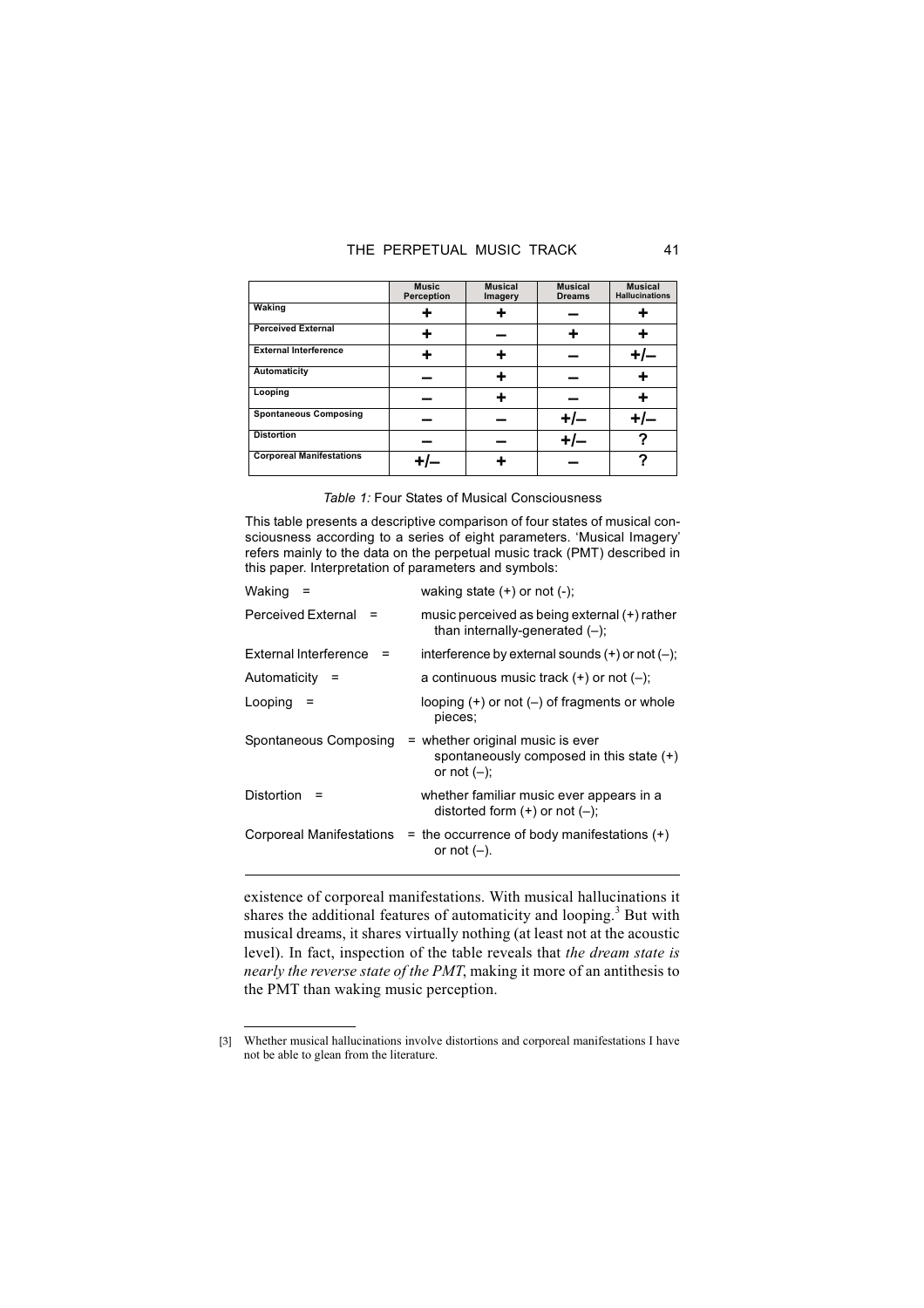| | Music Perception | Musical Imagery | Musical Dreams | Musical Hallucinations |
|---|---|---|---|---|
| **Waking** | + | + | – | + |
| **Perceived External** | + | – | + | + |
| **External Interference** | + | + | – | +/– |
| **Automaticity** | – | + | – | + |
| **Looping** | – | + | – | + |
| **Spontaneous Composing** | – | – | +/– | +/– |
| **Distortion** | – | – | +/– | ? |
| **Corporeal Manifestations** | +/– | + | – | ? |

*Table 1:* Four States of Musical Consciousness

This table presents a descriptive comparison of four states of musical consciousness according to a series of eight parameters. 'Musical Imagery' refers mainly to the data on the perpetual music track (PMT) described in this paper. Interpretation of parameters and symbols:

- Waking = waking state (+) or not (-);
- Perceived External = music perceived as being external (+) rather than internally-generated (–);
- External Interference = interference by external sounds (+) or not (–);
- Automaticity = a continuous music track (+) or not (–);
- Looping = looping (+) or not (–) of fragments or whole pieces;
- Spontaneous Composing = whether original music is ever spontaneously composed in this state (+) or not (–);
- Distortion = whether familiar music ever appears in a distorted form (+) or not (–);
- Corporeal Manifestations = the occurrence of body manifestations (+) or not (–).

existence of corporeal manifestations. With musical hallucinations it shares the additional features of automaticity and looping.[3] But with musical dreams, it shares virtually nothing (at least not at the acoustic level). In fact, inspection of the table reveals that *the dream state is nearly the reverse state of the PMT*, making it more of an antithesis to the PMT than waking music perception.

[3] Whether musical hallucinations involve distortions and corporeal manifestations I have not be able to glean from the literature.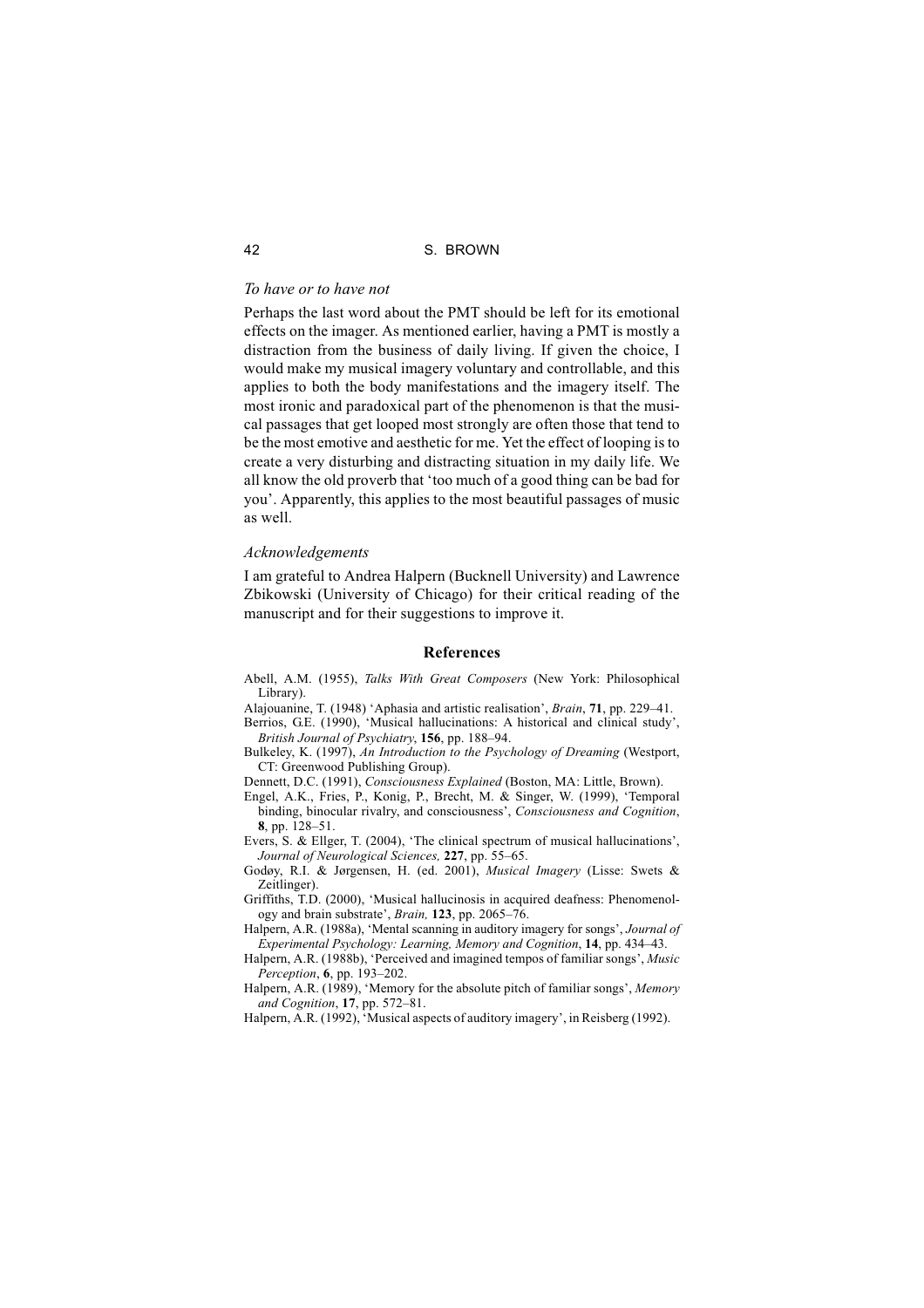### *To have or to have not*

Perhaps the last word about the PMT should be left for its emotional effects on the imager. As mentioned earlier, having a PMT is mostly a distraction from the business of daily living. If given the choice, I would make my musical imagery voluntary and controllable, and this applies to both the body manifestations and the imagery itself. The most ironic and paradoxical part of the phenomenon is that the musical passages that get looped most strongly are often those that tend to be the most emotive and aesthetic for me. Yet the effect of looping is to create a very disturbing and distracting situation in my daily life. We all know the old proverb that 'too much of a good thing can be bad for you'. Apparently, this applies to the most beautiful passages of music as well.

### *Acknowledgements*

I am grateful to Andrea Halpern (Bucknell University) and Lawrence Zbikowski (University of Chicago) for their critical reading of the manuscript and for their suggestions to improve it.

## References

Abell, A.M. (1955), *Talks With Great Composers* (New York: Philosophical Library).

Alajouanine, T. (1948) 'Aphasia and artistic realisation', *Brain*, **71**, pp. 229–41.

Berrios, G.E. (1990), 'Musical hallucinations: A historical and clinical study', *British Journal of Psychiatry*, **156**, pp. 188–94.

Bulkeley, K. (1997), *An Introduction to the Psychology of Dreaming* (Westport, CT: Greenwood Publishing Group).

Dennett, D.C. (1991), *Consciousness Explained* (Boston, MA: Little, Brown).

Engel, A.K., Fries, P., Konig, P., Brecht, M. & Singer, W. (1999), 'Temporal binding, binocular rivalry, and consciousness', *Consciousness and Cognition*, **8**, pp. 128–51.

Evers, S. & Ellger, T. (2004), 'The clinical spectrum of musical hallucinations', *Journal of Neurological Sciences,* **227**, pp. 55–65.

Godøy, R.I. & Jørgensen, H. (ed. 2001), *Musical Imagery* (Lisse: Swets & Zeitlinger).

Griffiths, T.D. (2000), 'Musical hallucinosis in acquired deafness: Phenomenology and brain substrate', *Brain,* **123**, pp. 2065–76.

Halpern, A.R. (1988a), 'Mental scanning in auditory imagery for songs', *Journal of Experimental Psychology: Learning, Memory and Cognition*, **14**, pp. 434–43.

Halpern, A.R. (1988b), 'Perceived and imagined tempos of familiar songs', *Music Perception*, **6**, pp. 193–202.

Halpern, A.R. (1989), 'Memory for the absolute pitch of familiar songs', *Memory and Cognition*, **17**, pp. 572–81.

Halpern, A.R. (1992), 'Musical aspects of auditory imagery', in Reisberg (1992).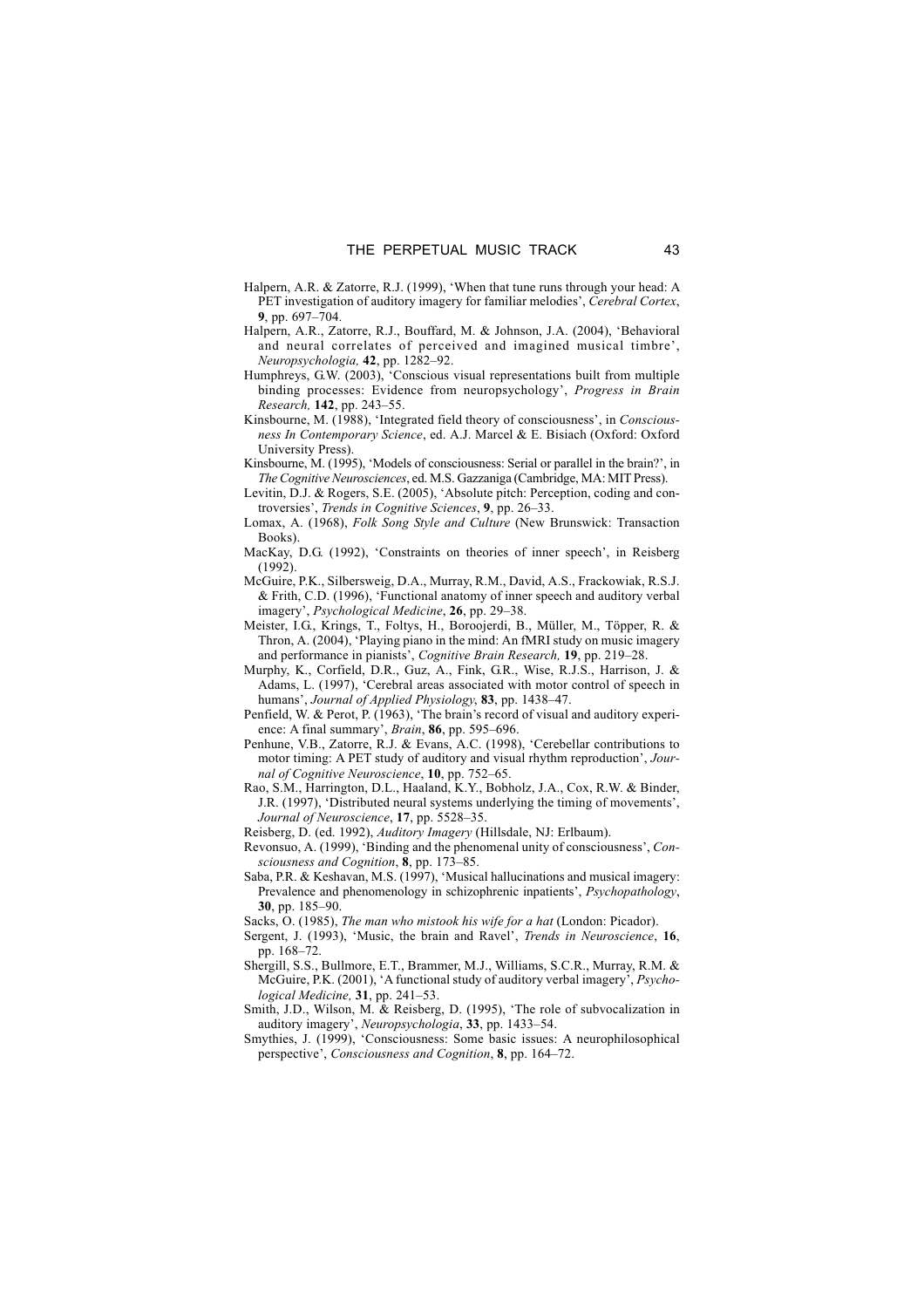Halpern, A.R. & Zatorre, R.J. (1999), 'When that tune runs through your head: A PET investigation of auditory imagery for familiar melodies', *Cerebral Cortex*, **9**, pp. 697–704.

Halpern, A.R., Zatorre, R.J., Bouffard, M. & Johnson, J.A. (2004), 'Behavioral and neural correlates of perceived and imagined musical timbre', *Neuropsychologia,* **42**, pp. 1282–92.

Humphreys, G.W. (2003), 'Conscious visual representations built from multiple binding processes: Evidence from neuropsychology', *Progress in Brain Research,* **142**, pp. 243–55.

Kinsbourne, M. (1988), 'Integrated field theory of consciousness', in *Consciousness In Contemporary Science*, ed. A.J. Marcel & E. Bisiach (Oxford: Oxford University Press).

Kinsbourne, M. (1995), 'Models of consciousness: Serial or parallel in the brain?', in *The Cognitive Neurosciences*, ed. M.S. Gazzaniga (Cambridge, MA: MIT Press).

Levitin, D.J. & Rogers, S.E. (2005), 'Absolute pitch: Perception, coding and controversies', *Trends in Cognitive Sciences*, **9**, pp. 26–33.

Lomax, A. (1968), *Folk Song Style and Culture* (New Brunswick: Transaction Books).

MacKay, D.G. (1992), 'Constraints on theories of inner speech', in Reisberg (1992).

McGuire, P.K., Silbersweig, D.A., Murray, R.M., David, A.S., Frackowiak, R.S.J. & Frith, C.D. (1996), 'Functional anatomy of inner speech and auditory verbal imagery', *Psychological Medicine*, **26**, pp. 29–38.

Meister, I.G., Krings, T., Foltys, H., Boroojerdi, B., Müller, M., Töpper, R. & Thron, A. (2004), 'Playing piano in the mind: An fMRI study on music imagery and performance in pianists', *Cognitive Brain Research,* **19**, pp. 219–28.

Murphy, K., Corfield, D.R., Guz, A., Fink, G.R., Wise, R.J.S., Harrison, J. & Adams, L. (1997), 'Cerebral areas associated with motor control of speech in humans', *Journal of Applied Physiology*, **83**, pp. 1438–47.

Penfield, W. & Perot, P. (1963), 'The brain's record of visual and auditory experience: A final summary', *Brain*, **86**, pp. 595–696.

Penhune, V.B., Zatorre, R.J. & Evans, A.C. (1998), 'Cerebellar contributions to motor timing: A PET study of auditory and visual rhythm reproduction', *Journal of Cognitive Neuroscience*, **10**, pp. 752–65.

Rao, S.M., Harrington, D.L., Haaland, K.Y., Bobholz, J.A., Cox, R.W. & Binder, J.R. (1997), 'Distributed neural systems underlying the timing of movements', *Journal of Neuroscience*, **17**, pp. 5528–35.

Reisberg, D. (ed. 1992), *Auditory Imagery* (Hillsdale, NJ: Erlbaum).

Revonsuo, A. (1999), 'Binding and the phenomenal unity of consciousness', *Consciousness and Cognition*, **8**, pp. 173–85.

Saba, P.R. & Keshavan, M.S. (1997), 'Musical hallucinations and musical imagery: Prevalence and phenomenology in schizophrenic inpatients', *Psychopathology*, **30**, pp. 185–90.

Sacks, O. (1985), *The man who mistook his wife for a hat* (London: Picador).

Sergent, J. (1993), 'Music, the brain and Ravel', *Trends in Neuroscience*, **16**, pp. 168–72.

Shergill, S.S., Bullmore, E.T., Brammer, M.J., Williams, S.C.R., Murray, R.M. & McGuire, P.K. (2001), 'A functional study of auditory verbal imagery', *Psychological Medicine,* **31**, pp. 241–53.

Smith, J.D., Wilson, M. & Reisberg, D. (1995), 'The role of subvocalization in auditory imagery', *Neuropsychologia*, **33**, pp. 1433–54.

Smythies, J. (1999), 'Consciousness: Some basic issues: A neurophilosophical perspective', *Consciousness and Cognition*, **8**, pp. 164–72.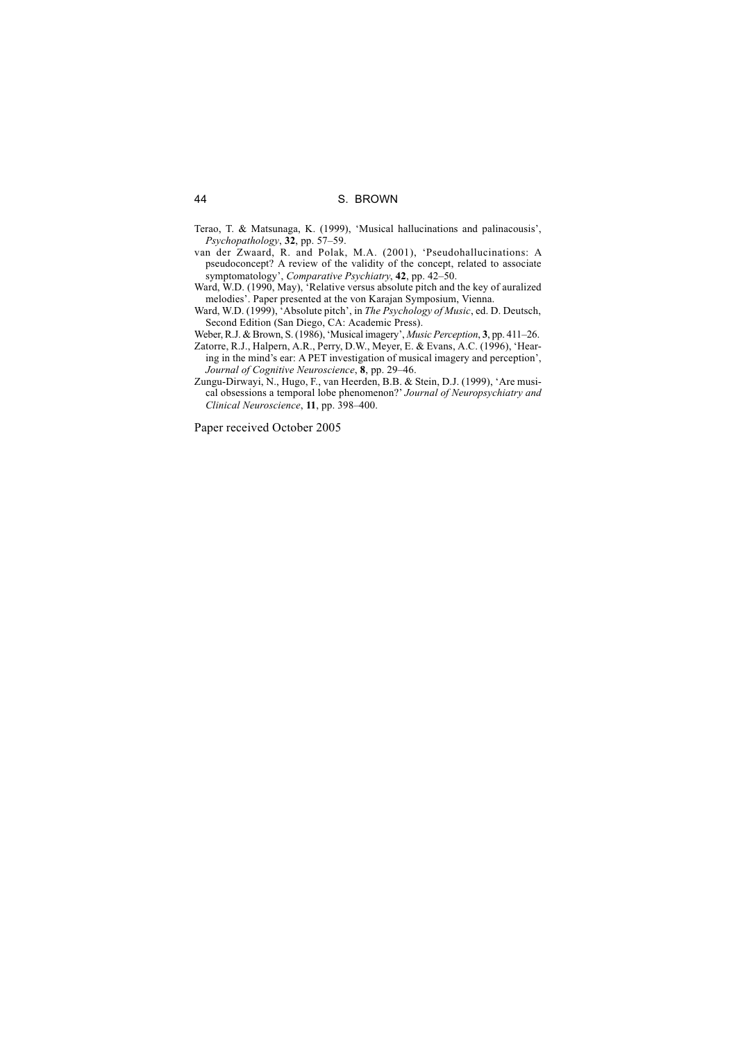Terao, T. & Matsunaga, K. (1999), 'Musical hallucinations and palinacousis', *Psychopathology*, **32**, pp. 57–59.

van der Zwaard, R. and Polak, M.A. (2001), 'Pseudohallucinations: A pseudoconcept? A review of the validity of the concept, related to associate symptomatology', *Comparative Psychiatry*, **42**, pp. 42–50.

Ward, W.D. (1990, May), 'Relative versus absolute pitch and the key of auralized melodies'. Paper presented at the von Karajan Symposium, Vienna.

Ward, W.D. (1999), 'Absolute pitch', in *The Psychology of Music*, ed. D. Deutsch, Second Edition (San Diego, CA: Academic Press).

Weber, R.J. & Brown, S. (1986), 'Musical imagery', *Music Perception*, **3**, pp. 411–26.

Zatorre, R.J., Halpern, A.R., Perry, D.W., Meyer, E. & Evans, A.C. (1996), 'Hearing in the mind's ear: A PET investigation of musical imagery and perception', *Journal of Cognitive Neuroscience*, **8**, pp. 29–46.

Zungu-Dirwayi, N., Hugo, F., van Heerden, B.B. & Stein, D.J. (1999), 'Are musical obsessions a temporal lobe phenomenon?' *Journal of Neuropsychiatry and Clinical Neuroscience*, **11**, pp. 398–400.

Paper received October 2005